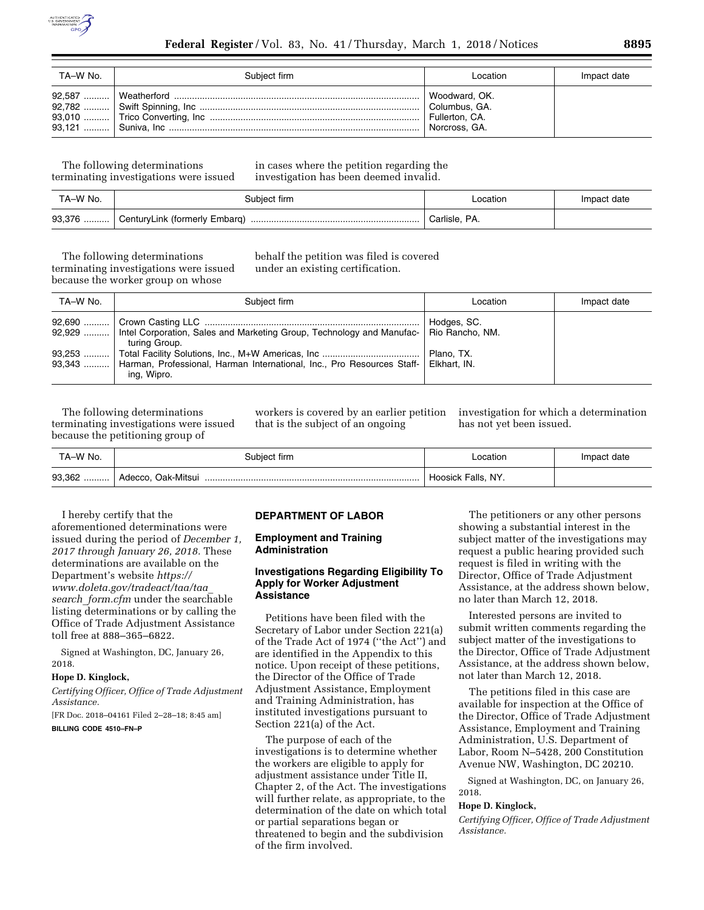| TA–W No. | Subject firm | Location | Impact date |
| --- | --- | --- | --- |
| 92,587 | Weatherford | Woodward, OK. | |
| 92,782 | Swift Spinning, Inc | Columbus, GA. | |
| 93,010 | Trico Converting, Inc | Fullerton, CA. | |
| 93,121 | Suniva, Inc | Norcross, GA. | |

The following determinations terminating investigations were issued in cases where the petition regarding the investigation has been deemed invalid.

| TA–W No. | Subject firm | Location | Impact date |
| --- | --- | --- | --- |
| 93,376 | CenturyLink (formerly Embarq) | Carlisle, PA. | |

The following determinations terminating investigations were issued because the worker group on whose behalf the petition was filed is covered under an existing certification.

| TA–W No. | Subject firm | Location | Impact date |
| --- | --- | --- | --- |
| 92,690 | Crown Casting LLC | Hodges, SC. | |
| 92,929 | Intel Corporation, Sales and Marketing Group, Technology and Manufacturing Group. | Rio Rancho, NM. | |
| 93,253 | Total Facility Solutions, Inc., M+W Americas, Inc | Plano, TX. | |
| 93,343 | Harman, Professional, Harman International, Inc., Pro Resources Staffing, Wipro. | Elkhart, IN. | |

The following determinations terminating investigations were issued because the petitioning group of workers is covered by an earlier petition that is the subject of an ongoing investigation for which a determination has not yet been issued.

| TA–W No. | Subject firm | Location | Impact date |
| --- | --- | --- | --- |
| 93,362 | Adecco, Oak-Mitsui | Hoosick Falls, NY. | |

I hereby certify that the aforementioned determinations were issued during the period of *December 1, 2017 through January 26, 2018.* These determinations are available on the Department's website *https://www.doleta.gov/tradeact/taa/taa_search_form.cfm* under the searchable listing determinations or by calling the Office of Trade Adjustment Assistance toll free at 888–365–6822.

Signed at Washington, DC, January 26, 2018.

**Hope D. Kinglock,**

*Certifying Officer, Office of Trade Adjustment Assistance.*

[FR Doc. 2018–04161 Filed 2–28–18; 8:45 am]

**BILLING CODE 4510–FN–P**

## DEPARTMENT OF LABOR

### Employment and Training Administration

### Investigations Regarding Eligibility To Apply for Worker Adjustment Assistance

Petitions have been filed with the Secretary of Labor under Section 221(a) of the Trade Act of 1974 (''the Act'') and are identified in the Appendix to this notice. Upon receipt of these petitions, the Director of the Office of Trade Adjustment Assistance, Employment and Training Administration, has instituted investigations pursuant to Section 221(a) of the Act.

The purpose of each of the investigations is to determine whether the workers are eligible to apply for adjustment assistance under Title II, Chapter 2, of the Act. The investigations will further relate, as appropriate, to the determination of the date on which total or partial separations began or threatened to begin and the subdivision of the firm involved.

The petitioners or any other persons showing a substantial interest in the subject matter of the investigations may request a public hearing provided such request is filed in writing with the Director, Office of Trade Adjustment Assistance, at the address shown below, no later than March 12, 2018.

Interested persons are invited to submit written comments regarding the subject matter of the investigations to the Director, Office of Trade Adjustment Assistance, at the address shown below, not later than March 12, 2018.

The petitions filed in this case are available for inspection at the Office of the Director, Office of Trade Adjustment Assistance, Employment and Training Administration, U.S. Department of Labor, Room N–5428, 200 Constitution Avenue NW, Washington, DC 20210.

Signed at Washington, DC, on January 26, 2018.

**Hope D. Kinglock,**

*Certifying Officer, Office of Trade Adjustment Assistance.*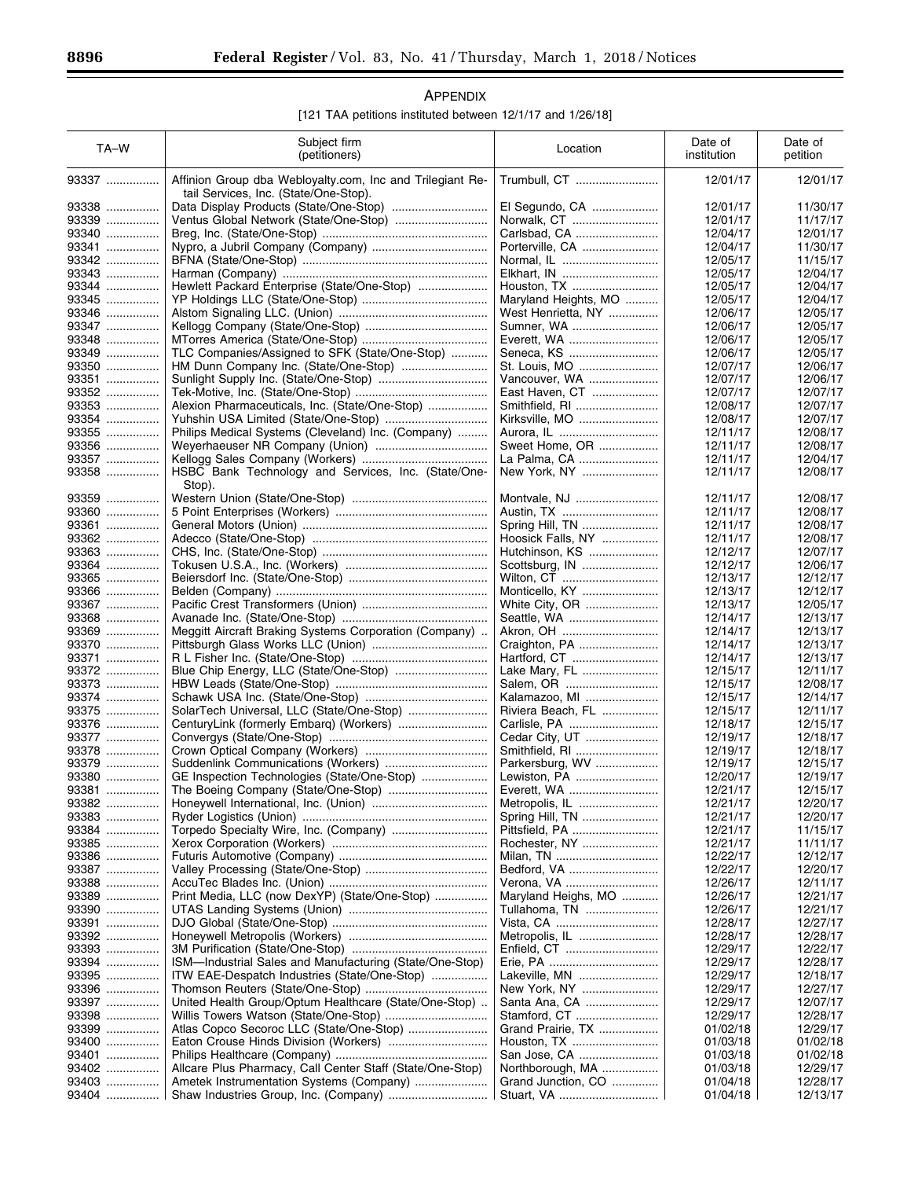## APPENDIX

[121 TAA petitions instituted between 12/1/17 and 1/26/18]

| TA–W | Subject firm (petitioners) | Location | Date of institution | Date of petition |
|---|---|---|---|---|
| 93337 | Affinion Group dba Webloyalty.com, Inc and Trilegiant Retail Services, Inc. (State/One-Stop). | Trumbull, CT | 12/01/17 | 12/01/17 |
| 93338 | Data Display Products (State/One-Stop) | El Segundo, CA | 12/01/17 | 11/30/17 |
| 93339 | Ventus Global Network (State/One-Stop) | Norwalk, CT | 12/01/17 | 11/17/17 |
| 93340 | Breg, Inc. (State/One-Stop) | Carlsbad, CA | 12/04/17 | 12/01/17 |
| 93341 | Nypro, a Jubril Company (Company) | Porterville, CA | 12/04/17 | 11/30/17 |
| 93342 | BFNA (State/One-Stop) | Normal, IL | 12/05/17 | 11/15/17 |
| 93343 | Harman (Company) | Elkhart, IN | 12/05/17 | 12/04/17 |
| 93344 | Hewlett Packard Enterprise (State/One-Stop) | Houston, TX | 12/05/17 | 12/04/17 |
| 93345 | YP Holdings LLC (State/One-Stop) | Maryland Heights, MO | 12/05/17 | 12/04/17 |
| 93346 | Alstom Signaling LLC. (Union) | West Henrietta, NY | 12/06/17 | 12/05/17 |
| 93347 | Kellogg Company (State/One-Stop) | Sumner, WA | 12/06/17 | 12/05/17 |
| 93348 | MTorres America (State/One-Stop) | Everett, WA | 12/06/17 | 12/05/17 |
| 93349 | TLC Companies/Assigned to SFK (State/One-Stop) | Seneca, KS | 12/06/17 | 12/05/17 |
| 93350 | HM Dunn Company Inc. (State/One-Stop) | St. Louis, MO | 12/07/17 | 12/06/17 |
| 93351 | Sunlight Supply Inc. (State/One-Stop) | Vancouver, WA | 12/07/17 | 12/06/17 |
| 93352 | Tek-Motive, Inc. (State/One-Stop) | East Haven, CT | 12/07/17 | 12/07/17 |
| 93353 | Alexion Pharmaceuticals, Inc. (State/One-Stop) | Smithfield, RI | 12/08/17 | 12/07/17 |
| 93354 | Yuhshin USA Limited (State/One-Stop) | Kirksville, MO | 12/08/17 | 12/07/17 |
| 93355 | Philips Medical Systems (Cleveland) Inc. (Company) | Aurora, IL | 12/11/17 | 12/08/17 |
| 93356 | Weyerhaeuser NR Company (Union) | Sweet Home, OR | 12/11/17 | 12/08/17 |
| 93357 | Kellogg Sales Company (Workers) | La Palma, CA | 12/11/17 | 12/04/17 |
| 93358 | HSBC Bank Technology and Services, Inc. (State/One-Stop). | New York, NY | 12/11/17 | 12/08/17 |
| 93359 | Western Union (State/One-Stop) | Montvale, NJ | 12/11/17 | 12/08/17 |
| 93360 | 5 Point Enterprises (Workers) | Austin, TX | 12/11/17 | 12/08/17 |
| 93361 | General Motors (Union) | Spring Hill, TN | 12/11/17 | 12/08/17 |
| 93362 | Adecco (State/One-Stop) | Hoosick Falls, NY | 12/11/17 | 12/08/17 |
| 93363 | CHS, Inc. (State/One-Stop) | Hutchinson, KS | 12/12/17 | 12/07/17 |
| 93364 | Tokusen U.S.A., Inc. (Workers) | Scottsburg, IN | 12/12/17 | 12/06/17 |
| 93365 | Beiersdorf Inc. (State/One-Stop) | Wilton, CT | 12/13/17 | 12/12/17 |
| 93366 | Belden (Company) | Monticello, KY | 12/13/17 | 12/12/17 |
| 93367 | Pacific Crest Transformers (Union) | White City, OR | 12/13/17 | 12/05/17 |
| 93368 | Avanade Inc. (State/One-Stop) | Seattle, WA | 12/14/17 | 12/13/17 |
| 93369 | Meggitt Aircraft Braking Systems Corporation (Company) | Akron, OH | 12/14/17 | 12/13/17 |
| 93370 | Pittsburgh Glass Works LLC (Union) | Craighton, PA | 12/14/17 | 12/13/17 |
| 93371 | R L Fisher Inc. (State/One-Stop) | Hartford, CT | 12/14/17 | 12/13/17 |
| 93372 | Blue Chip Energy, LLC (State/One-Stop) | Lake Mary, FL | 12/15/17 | 12/11/17 |
| 93373 | HBW Leads (State/One-Stop) | Salem, OR | 12/15/17 | 12/08/17 |
| 93374 | Schawk USA Inc. (State/One-Stop) | Kalamazoo, MI | 12/15/17 | 12/14/17 |
| 93375 | SolarTech Universal, LLC (State/One-Stop) | Riviera Beach, FL | 12/15/17 | 12/11/17 |
| 93376 | CenturyLink (formerly Embarq) (Workers) | Carlisle, PA | 12/18/17 | 12/15/17 |
| 93377 | Convergys (State/One-Stop) | Cedar City, UT | 12/19/17 | 12/18/17 |
| 93378 | Crown Optical Company (Workers) | Smithfield, RI | 12/19/17 | 12/18/17 |
| 93379 | Suddenlink Communications (Workers) | Parkersburg, WV | 12/19/17 | 12/15/17 |
| 93380 | GE Inspection Technologies (State/One-Stop) | Lewiston, PA | 12/20/17 | 12/19/17 |
| 93381 | The Boeing Company (State/One-Stop) | Everett, WA | 12/21/17 | 12/15/17 |
| 93382 | Honeywell International, Inc. (Union) | Metropolis, IL | 12/21/17 | 12/20/17 |
| 93383 | Ryder Logistics (Union) | Spring Hill, TN | 12/21/17 | 12/20/17 |
| 93384 | Torpedo Specialty Wire, Inc. (Company) | Pittsfield, PA | 12/21/17 | 11/15/17 |
| 93385 | Xerox Corporation (Workers) | Rochester, NY | 12/21/17 | 11/11/17 |
| 93386 | Futuris Automotive (Company) | Milan, TN | 12/22/17 | 12/12/17 |
| 93387 | Valley Processing (State/One-Stop) | Bedford, VA | 12/22/17 | 12/20/17 |
| 93388 | AccuTec Blades Inc. (Union) | Verona, VA | 12/26/17 | 12/11/17 |
| 93389 | Print Media, LLC (now DexYP) (State/One-Stop) | Maryland Heighs, MO | 12/26/17 | 12/21/17 |
| 93390 | UTAS Landing Systems (Union) | Tullahoma, TN | 12/26/17 | 12/21/17 |
| 93391 | DJO Global (State/One-Stop) | Vista, CA | 12/28/17 | 12/27/17 |
| 93392 | Honeywell Metropolis (Workers) | Metropolis, IL | 12/28/17 | 12/28/17 |
| 93393 | 3M Purification (State/One-Stop) | Enfield, CT | 12/29/17 | 12/22/17 |
| 93394 | ISM—Industrial Sales and Manufacturing (State/One-Stop) | Erie, PA | 12/29/17 | 12/28/17 |
| 93395 | ITW EAE-Despatch Industries (State/One-Stop) | Lakeville, MN | 12/29/17 | 12/18/17 |
| 93396 | Thomson Reuters (State/One-Stop) | New York, NY | 12/29/17 | 12/27/17 |
| 93397 | United Health Group/Optum Healthcare (State/One-Stop) | Santa Ana, CA | 12/29/17 | 12/07/17 |
| 93398 | Willis Towers Watson (State/One-Stop) | Stamford, CT | 12/29/17 | 12/28/17 |
| 93399 | Atlas Copco Secoroc LLC (State/One-Stop) | Grand Prairie, TX | 01/02/18 | 12/29/17 |
| 93400 | Eaton Crouse Hinds Division (Workers) | Houston, TX | 01/03/18 | 01/02/18 |
| 93401 | Philips Healthcare (Company) | San Jose, CA | 01/03/18 | 01/02/18 |
| 93402 | Allcare Plus Pharmacy, Call Center Staff (State/One-Stop) | Northborough, MA | 01/03/18 | 12/29/17 |
| 93403 | Ametek Instrumentation Systems (Company) | Grand Junction, CO | 01/04/18 | 12/28/17 |
| 93404 | Shaw Industries Group, Inc. (Company) | Stuart, VA | 01/04/18 | 12/13/17 |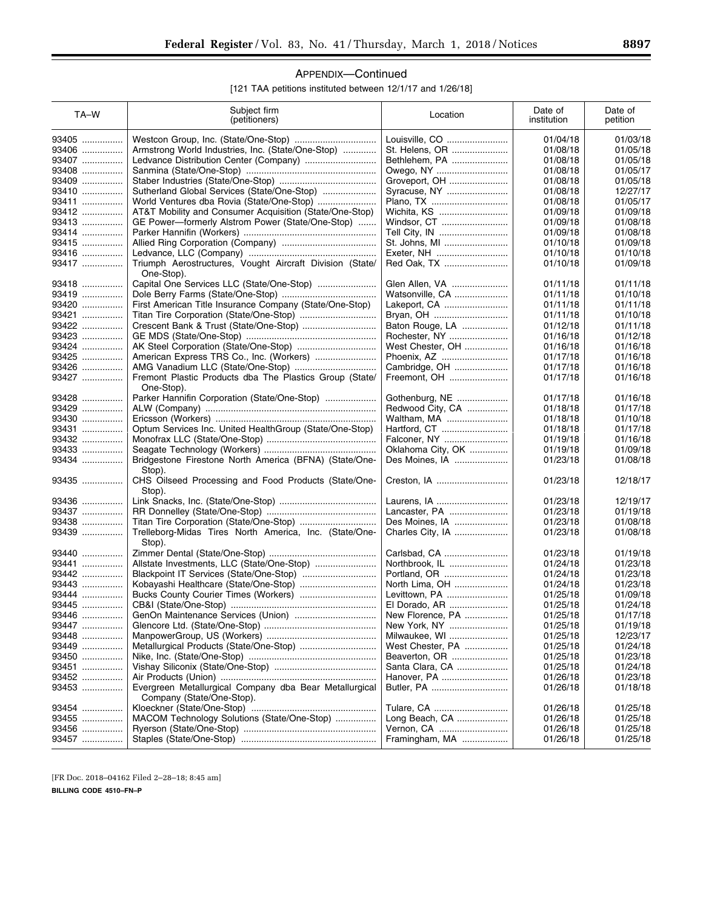## APPENDIX—Continued

[121 TAA petitions instituted between 12/1/17 and 1/26/18]

| TA–W | Subject firm (petitioners) | Location | Date of institution | Date of petition |
|---|---|---|---|---|
| 93405 | Westcon Group, Inc. (State/One-Stop) | Louisville, CO | 01/04/18 | 01/03/18 |
| 93406 | Armstrong World Industries, Inc. (State/One-Stop) | St. Helens, OR | 01/08/18 | 01/05/18 |
| 93407 | Ledvance Distribution Center (Company) | Bethlehem, PA | 01/08/18 | 01/05/18 |
| 93408 | Sanmina (State/One-Stop) | Owego, NY | 01/08/18 | 01/05/17 |
| 93409 | Staber Industries (State/One-Stop) | Groveport, OH | 01/08/18 | 01/05/18 |
| 93410 | Sutherland Global Services (State/One-Stop) | Syracuse, NY | 01/08/18 | 12/27/17 |
| 93411 | World Ventures dba Rovia (State/One-Stop) | Plano, TX | 01/08/18 | 01/05/17 |
| 93412 | AT&T Mobility and Consumer Acquisition (State/One-Stop) | Wichita, KS | 01/09/18 | 01/09/18 |
| 93413 | GE Power—formerly Alstrom Power (State/One-Stop) | Windsor, CT | 01/09/18 | 01/08/18 |
| 93414 | Parker Hannifin (Workers) | Tell City, IN | 01/09/18 | 01/08/18 |
| 93415 | Allied Ring Corporation (Company) | St. Johns, MI | 01/10/18 | 01/09/18 |
| 93416 | Ledvance, LLC (Company) | Exeter, NH | 01/10/18 | 01/10/18 |
| 93417 | Triumph Aerostructures, Vought Aircraft Division (State/One-Stop). | Red Oak, TX | 01/10/18 | 01/09/18 |
| 93418 | Capital One Services LLC (State/One-Stop) | Glen Allen, VA | 01/11/18 | 01/11/18 |
| 93419 | Dole Berry Farms (State/One-Stop) | Watsonville, CA | 01/11/18 | 01/10/18 |
| 93420 | First American Title Insurance Company (State/One-Stop) | Lakeport, CA | 01/11/18 | 01/11/18 |
| 93421 | Titan Tire Corporation (State/One-Stop) | Bryan, OH | 01/11/18 | 01/10/18 |
| 93422 | Crescent Bank & Trust (State/One-Stop) | Baton Rouge, LA | 01/12/18 | 01/11/18 |
| 93423 | GE MDS (State/One-Stop) | Rochester, NY | 01/16/18 | 01/12/18 |
| 93424 | AK Steel Corporation (State/One-Stop) | West Chester, OH | 01/16/18 | 01/16/18 |
| 93425 | American Express TRS Co., Inc. (Workers) | Phoenix, AZ | 01/17/18 | 01/16/18 |
| 93426 | AMG Vanadium LLC (State/One-Stop) | Cambridge, OH | 01/17/18 | 01/16/18 |
| 93427 | Fremont Plastic Products dba The Plastics Group (State/One-Stop). | Freemont, OH | 01/17/18 | 01/16/18 |
| 93428 | Parker Hannifin Corporation (State/One-Stop) | Gothenburg, NE | 01/17/18 | 01/16/18 |
| 93429 | ALW (Company) | Redwood City, CA | 01/18/18 | 01/17/18 |
| 93430 | Ericsson (Workers) | Waltham, MA | 01/18/18 | 01/10/18 |
| 93431 | Optum Services Inc. United HealthGroup (State/One-Stop) | Hartford, CT | 01/18/18 | 01/17/18 |
| 93432 | Monofrax LLC (State/One-Stop) | Falconer, NY | 01/19/18 | 01/16/18 |
| 93433 | Seagate Technology (Workers) | Oklahoma City, OK | 01/19/18 | 01/09/18 |
| 93434 | Bridgestone Firestone North America (BFNA) (State/One-Stop). | Des Moines, IA | 01/23/18 | 01/08/18 |
| 93435 | CHS Oilseed Processing and Food Products (State/One-Stop). | Creston, IA | 01/23/18 | 12/18/17 |
| 93436 | Link Snacks, Inc. (State/One-Stop) | Laurens, IA | 01/23/18 | 12/19/17 |
| 93437 | RR Donnelley (State/One-Stop) | Lancaster, PA | 01/23/18 | 01/19/18 |
| 93438 | Titan Tire Corporation (State/One-Stop) | Des Moines, IA | 01/23/18 | 01/08/18 |
| 93439 | Trelleborg-Midas Tires North America, Inc. (State/One-Stop). | Charles City, IA | 01/23/18 | 01/08/18 |
| 93440 | Zimmer Dental (State/One-Stop) | Carlsbad, CA | 01/23/18 | 01/19/18 |
| 93441 | Allstate Investments, LLC (State/One-Stop) | Northbrook, IL | 01/24/18 | 01/23/18 |
| 93442 | Blackpoint IT Services (State/One-Stop) | Portland, OR | 01/24/18 | 01/23/18 |
| 93443 | Kobayashi Healthcare (State/One-Stop) | North Lima, OH | 01/24/18 | 01/23/18 |
| 93444 | Bucks County Courier Times (Workers) | Levittown, PA | 01/25/18 | 01/09/18 |
| 93445 | CB&I (State/One-Stop) | El Dorado, AR | 01/25/18 | 01/24/18 |
| 93446 | GenOn Maintenance Services (Union) | New Florence, PA | 01/25/18 | 01/17/18 |
| 93447 | Glencore Ltd. (State/One-Stop) | New York, NY | 01/25/18 | 01/19/18 |
| 93448 | ManpowerGroup, US (Workers) | Milwaukee, WI | 01/25/18 | 12/23/17 |
| 93449 | Metallurgical Products (State/One-Stop) | West Chester, PA | 01/25/18 | 01/24/18 |
| 93450 | Nike, Inc. (State/One-Stop) | Beaverton, OR | 01/25/18 | 01/23/18 |
| 93451 | Vishay Siliconix (State/One-Stop) | Santa Clara, CA | 01/25/18 | 01/24/18 |
| 93452 | Air Products (Union) | Hanover, PA | 01/26/18 | 01/23/18 |
| 93453 | Evergreen Metallurgical Company dba Bear Metallurgical Company (State/One-Stop). | Butler, PA | 01/26/18 | 01/18/18 |
| 93454 | Kloeckner (State/One-Stop) | Tulare, CA | 01/26/18 | 01/25/18 |
| 93455 | MACOM Technology Solutions (State/One-Stop) | Long Beach, CA | 01/26/18 | 01/25/18 |
| 93456 | Ryerson (State/One-Stop) | Vernon, CA | 01/26/18 | 01/25/18 |
| 93457 | Staples (State/One-Stop) | Framingham, MA | 01/26/18 | 01/25/18 |

[FR Doc. 2018–04162 Filed 2–28–18; 8:45 am]

**BILLING CODE 4510–FN–P**